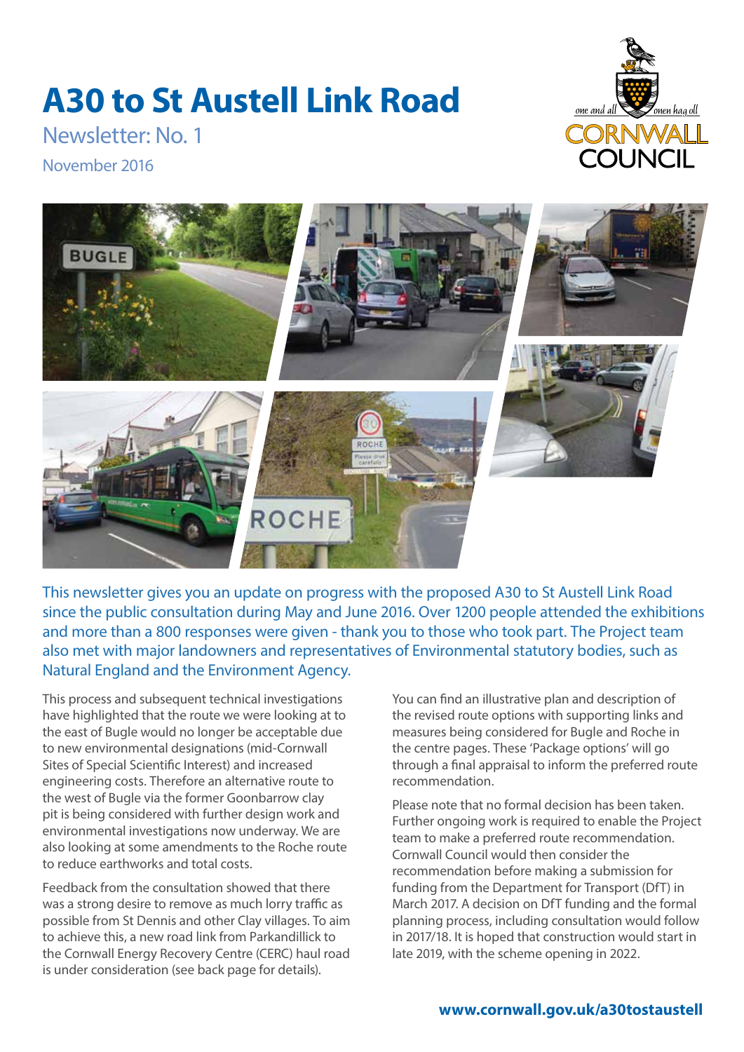# A30 to St Austell Link Road

## Newsletter: No. 1

November 2016

This newsletter gives you an update on progress with the proposed A30 to St Austell Link Road since the public consultation during May and June 2016. Over 1200 people attended the exhibitions and more than a 800 responses were given - thank you to those who took part. The Project team also met with major landowners and representatives of Environmental statutory bodies, such as Natural England and the Environment Agency.

This process and subsequent technical investigations have highlighted that the route we were looking at to the east of Bugle would no longer be acceptable due to new environmental designations (mid-Cornwall Sites of Special Scientific Interest) and increased engineering costs. Therefore an alternative route to the west of Bugle via the former Goonbarrow clay pit is being considered with further design work and environmental investigations now underway. We are also looking at some amendments to the Roche route to reduce earthworks and total costs.

Feedback from the consultation showed that there was a strong desire to remove as much lorry traffic as possible from St Dennis and other Clay villages. To aim to achieve this, a new road link from Parkandillick to the Cornwall Energy Recovery Centre (CERC) haul road is under consideration (see back page for details).

You can find an illustrative plan and description of the revised route options with supporting links and measures being considered for Bugle and Roche in the centre pages. These 'Package options' will go through a final appraisal to inform the preferred route recommendation.

Please note that no formal decision has been taken. Further ongoing work is required to enable the Project team to make a preferred route recommendation. Cornwall Council would then consider the recommendation before making a submission for funding from the Department for Transport (DfT) in March 2017. A decision on DfT funding and the formal planning process, including consultation would follow in 2017/18. It is hoped that construction would start in late 2019, with the scheme opening in 2022.

**www.cornwall.gov.uk/a30tostaustell**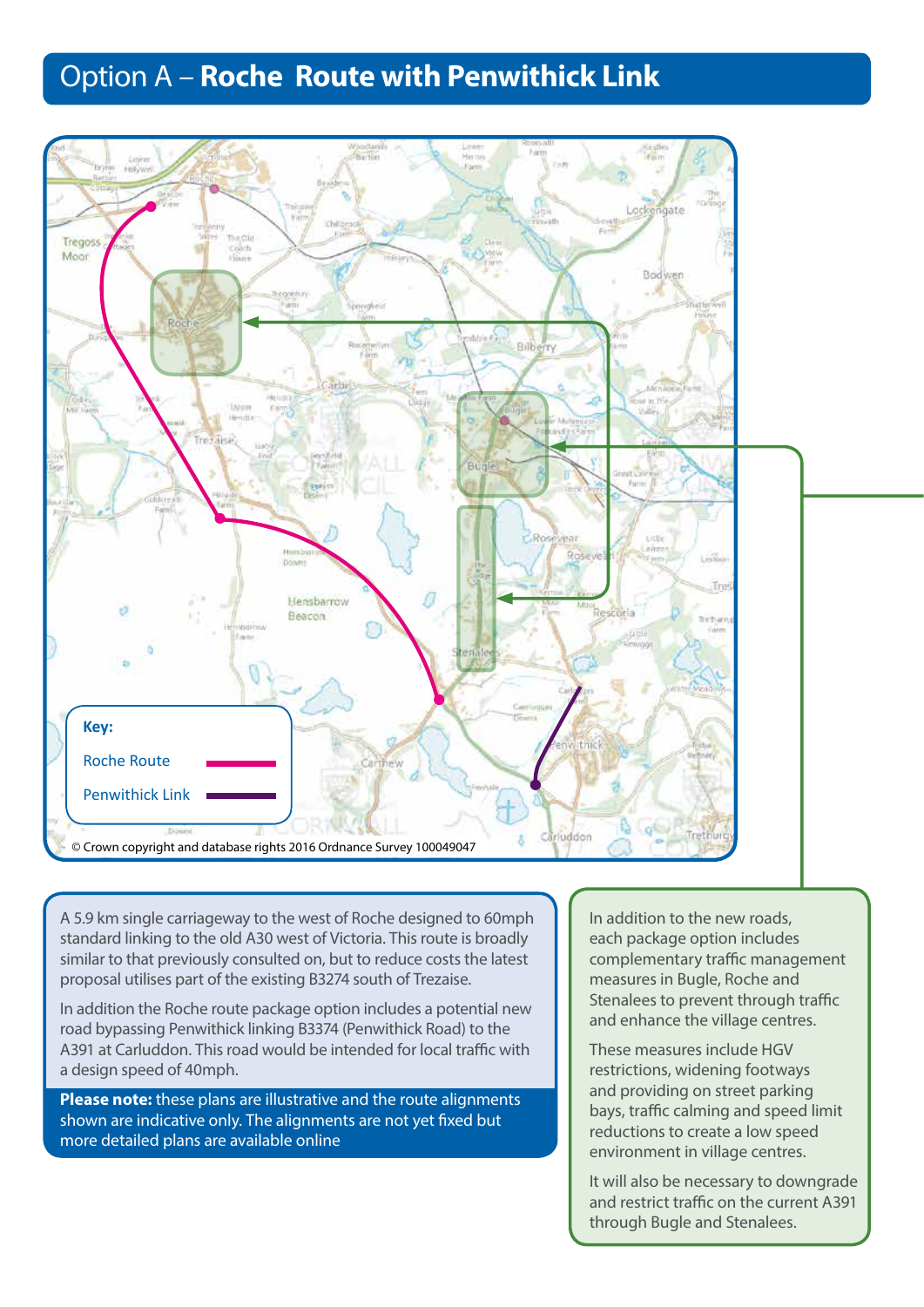# Option A – **Roche Route with Penwithick Link**

**Key:**

- Roche Route
- Penwithick Link

© Crown copyright and database rights 2016 Ordnance Survey 100049047

A 5.9 km single carriageway to the west of Roche designed to 60mph standard linking to the old A30 west of Victoria. This route is broadly similar to that previously consulted on, but to reduce costs the latest proposal utilises part of the existing B3274 south of Trezaise.

In addition the Roche route package option includes a potential new road bypassing Penwithick linking B3374 (Penwithick Road) to the A391 at Carluddon. This road would be intended for local traffic with a design speed of 40mph.

**Please note:** these plans are illustrative and the route alignments shown are indicative only. The alignments are not yet fixed but more detailed plans are available online

In addition to the new roads, each package option includes complementary traffic management measures in Bugle, Roche and Stenalees to prevent through traffic and enhance the village centres.

These measures include HGV restrictions, widening footways and providing on street parking bays, traffic calming and speed limit reductions to create a low speed environment in village centres.

It will also be necessary to downgrade and restrict traffic on the current A391 through Bugle and Stenalees.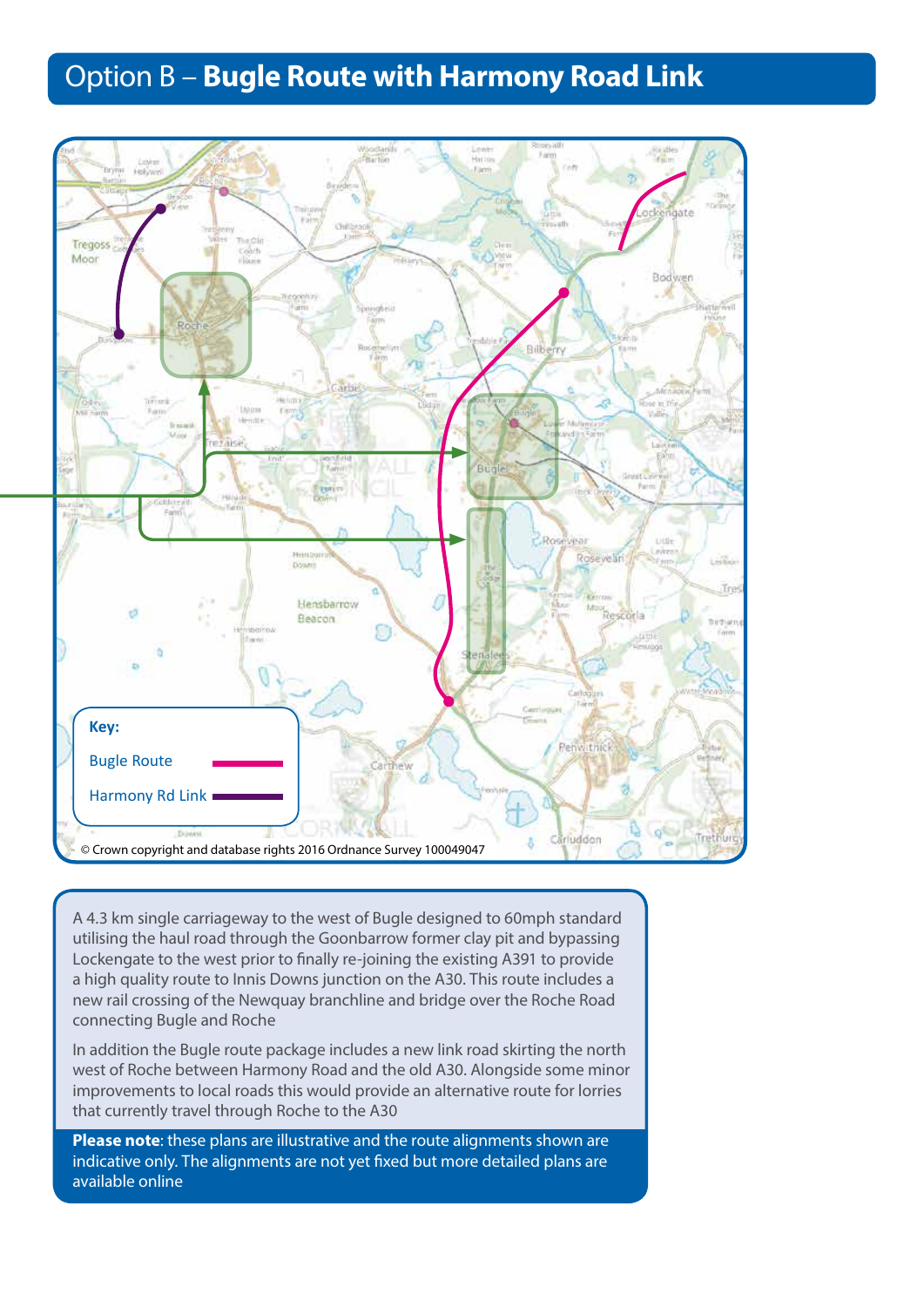# Option B – **Bugle Route with Harmony Road Link**

**Key:**

- Bugle Route
- Harmony Rd Link

© Crown copyright and database rights 2016 Ordnance Survey 100049047

A 4.3 km single carriageway to the west of Bugle designed to 60mph standard utilising the haul road through the Goonbarrow former clay pit and bypassing Lockengate to the west prior to finally re-joining the existing A391 to provide a high quality route to Innis Downs junction on the A30. This route includes a new rail crossing of the Newquay branchline and bridge over the Roche Road connecting Bugle and Roche

In addition the Bugle route package includes a new link road skirting the north west of Roche between Harmony Road and the old A30. Alongside some minor improvements to local roads this would provide an alternative route for lorries that currently travel through Roche to the A30

**Please note**: these plans are illustrative and the route alignments shown are indicative only. The alignments are not yet fixed but more detailed plans are available online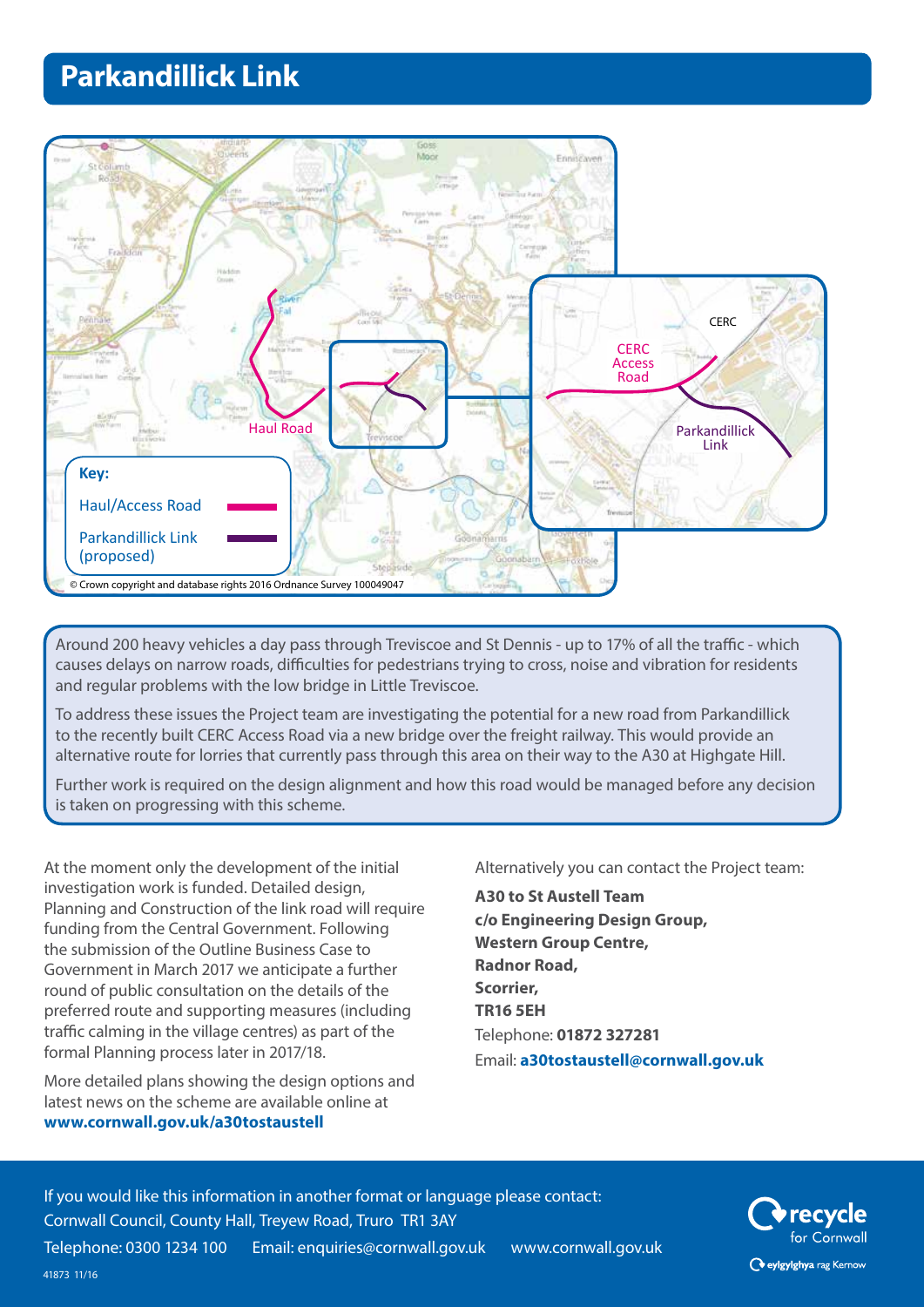# Parkandillick Link

CERC

CERC Access Road

Parkandillick Link

Haul Road

Key:

Haul/Access Road

Parkandillick Link (proposed)

© Crown copyright and database rights 2016 Ordnance Survey 100049047

Around 200 heavy vehicles a day pass through Treviscoe and St Dennis - up to 17% of all the traffic - which causes delays on narrow roads, difficulties for pedestrians trying to cross, noise and vibration for residents and regular problems with the low bridge in Little Treviscoe.

To address these issues the Project team are investigating the potential for a new road from Parkandillick to the recently built CERC Access Road via a new bridge over the freight railway. This would provide an alternative route for lorries that currently pass through this area on their way to the A30 at Highgate Hill.

Further work is required on the design alignment and how this road would be managed before any decision is taken on progressing with this scheme.

At the moment only the development of the initial investigation work is funded. Detailed design, Planning and Construction of the link road will require funding from the Central Government. Following the submission of the Outline Business Case to Government in March 2017 we anticipate a further round of public consultation on the details of the preferred route and supporting measures (including traffic calming in the village centres) as part of the formal Planning process later in 2017/18.

More detailed plans showing the design options and latest news on the scheme are available online at **www.cornwall.gov.uk/a30tostaustell**

Alternatively you can contact the Project team:

**A30 to St Austell Team**
**c/o Engineering Design Group,**
**Western Group Centre,**
**Radnor Road,**
**Scorrier,**
**TR16 5EH**
Telephone: **01872 327281**
Email: **a30tostaustell@cornwall.gov.uk**

If you would like this information in another format or language please contact:
Cornwall Council, County Hall, Treyew Road, Truro TR1 3AY
Telephone: 0300 1234 100 Email: enquiries@cornwall.gov.uk www.cornwall.gov.uk

41873 11/16

recycle for Cornwall

eylgylghya rag Kernow